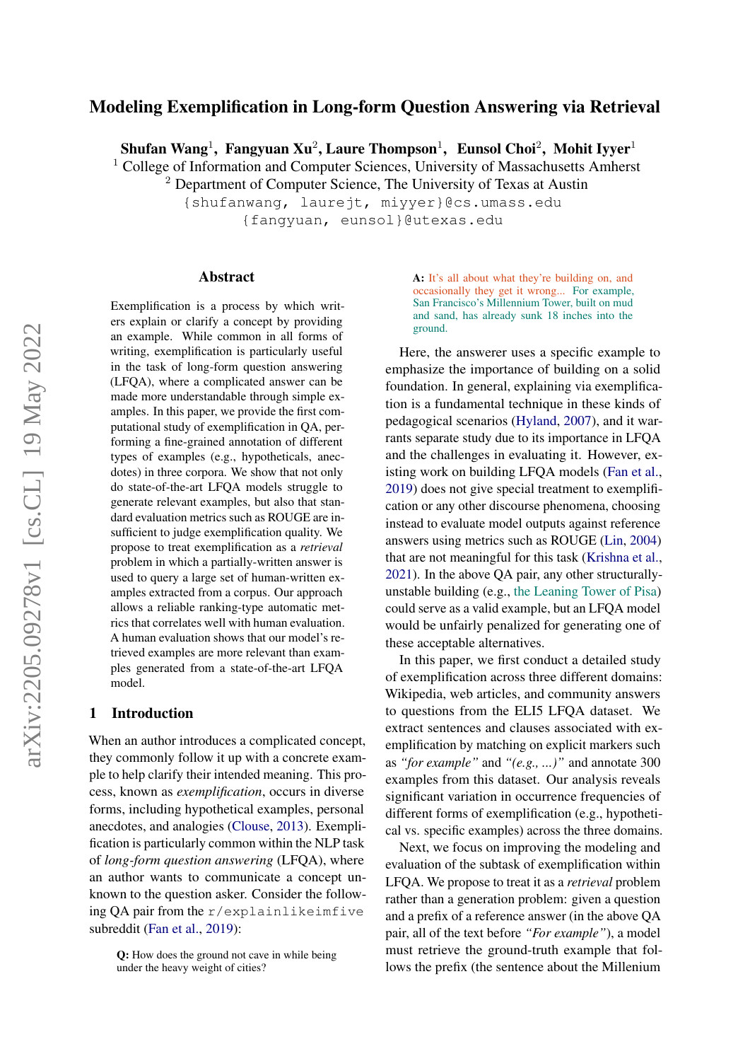# Modeling Exemplification in Long-form Question Answering via Retrieval

**Shufan Wang**[1], **Fangyuan Xu**[2], **Laure Thompson**[1], **Eunsol Choi**[2], **Mohit Iyyer**[1]

[1] College of Information and Computer Sciences, University of Massachusetts Amherst
[2] Department of Computer Science, The University of Texas at Austin

{shufanwang, laurejt, miyyer}@cs.umass.edu
{fangyuan, eunsol}@utexas.edu

## Abstract

Exemplification is a process by which writers explain or clarify a concept by providing an example. While common in all forms of writing, exemplification is particularly useful in the task of long-form question answering (LFQA), where a complicated answer can be made more understandable through simple examples. In this paper, we provide the first computational study of exemplification in QA, performing a fine-grained annotation of different types of examples (e.g., hypotheticals, anecdotes) in three corpora. We show that not only do state-of-the-art LFQA models struggle to generate relevant examples, but also that standard evaluation metrics such as ROUGE are insufficient to judge exemplification quality. We propose to treat exemplification as a *retrieval* problem in which a partially-written answer is used to query a large set of human-written examples extracted from a corpus. Our approach allows a reliable ranking-type automatic metrics that correlates well with human evaluation. A human evaluation shows that our model's retrieved examples are more relevant than examples generated from a state-of-the-art LFQA model.

## 1 Introduction

When an author introduces a complicated concept, they commonly follow it up with a concrete example to help clarify their intended meaning. This process, known as *exemplification*, occurs in diverse forms, including hypothetical examples, personal anecdotes, and analogies (Clouse, 2013). Exemplification is particularly common within the NLP task of *long-form question answering* (LFQA), where an author wants to communicate a concept unknown to the question asker. Consider the following QA pair from the r/explainlikeimfive subreddit (Fan et al., 2019):

> **Q:** How does the ground not cave in while being under the heavy weight of cities?
>
> **A:** It's all about what they're building on, and occasionally they get it wrong... For example, San Francisco's Millennium Tower, built on mud and sand, has already sunk 18 inches into the ground.

Here, the answerer uses a specific example to emphasize the importance of building on a solid foundation. In general, explaining via exemplification is a fundamental technique in these kinds of pedagogical scenarios (Hyland, 2007), and it warrants separate study due to its importance in LFQA and the challenges in evaluating it. However, existing work on building LFQA models (Fan et al., 2019) does not give special treatment to exemplification or any other discourse phenomena, choosing instead to evaluate model outputs against reference answers using metrics such as ROUGE (Lin, 2004) that are not meaningful for this task (Krishna et al., 2021). In the above QA pair, any other structurally-unstable building (e.g., the Leaning Tower of Pisa) could serve as a valid example, but an LFQA model would be unfairly penalized for generating one of these acceptable alternatives.

In this paper, we first conduct a detailed study of exemplification across three different domains: Wikipedia, web articles, and community answers to questions from the ELI5 LFQA dataset. We extract sentences and clauses associated with exemplification by matching on explicit markers such as *"for example"* and *"(e.g., ...)"* and annotate 300 examples from this dataset. Our analysis reveals significant variation in occurrence frequencies of different forms of exemplification (e.g., hypothetical vs. specific examples) across the three domains.

Next, we focus on improving the modeling and evaluation of the subtask of exemplification within LFQA. We propose to treat it as a *retrieval* problem rather than a generation problem: given a question and a prefix of a reference answer (in the above QA pair, all of the text before *"For example"*), a model must retrieve the ground-truth example that follows the prefix (the sentence about the Millenium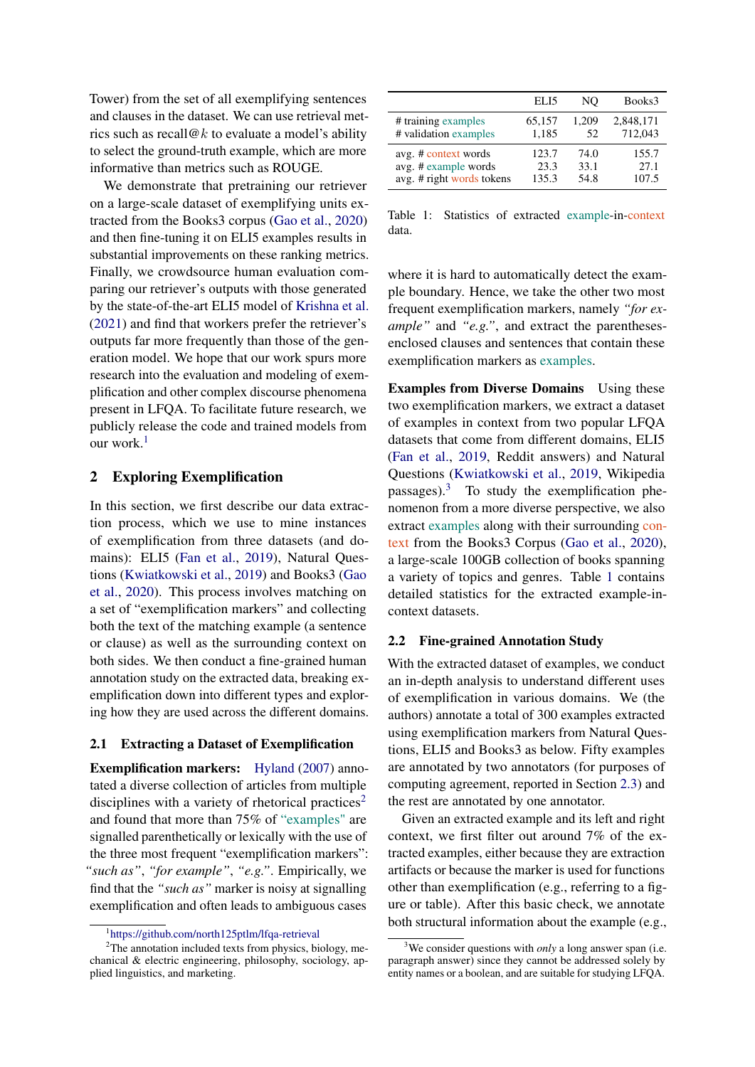Tower) from the set of all exemplifying sentences and clauses in the dataset. We can use retrieval metrics such as recall@$k$ to evaluate a model's ability to select the ground-truth example, which are more informative than metrics such as ROUGE.

We demonstrate that pretraining our retriever on a large-scale dataset of exemplifying units extracted from the Books3 corpus (Gao et al., 2020) and then fine-tuning it on ELI5 examples results in substantial improvements on these ranking metrics. Finally, we crowdsource human evaluation comparing our retriever's outputs with those generated by the state-of-the-art ELI5 model of Krishna et al. (2021) and find that workers prefer the retriever's outputs far more frequently than those of the generation model. We hope that our work spurs more research into the evaluation and modeling of exemplification and other complex discourse phenomena present in LFQA. To facilitate future research, we publicly release the code and trained models from our work.[1]

## 2 Exploring Exemplification

In this section, we first describe our data extraction process, which we use to mine instances of exemplification from three datasets (and domains): ELI5 (Fan et al., 2019), Natural Questions (Kwiatkowski et al., 2019) and Books3 (Gao et al., 2020). This process involves matching on a set of "exemplification markers" and collecting both the text of the matching example (a sentence or clause) as well as the surrounding context on both sides. We then conduct a fine-grained human annotation study on the extracted data, breaking exemplification down into different types and exploring how they are used across the different domains.

### 2.1 Extracting a Dataset of Exemplification

**Exemplification markers:** Hyland (2007) annotated a diverse collection of articles from multiple disciplines with a variety of rhetorical practices[2] and found that more than 75% of "examples" are signalled parenthetically or lexically with the use of the three most frequent "exemplification markers": *"such as"*, *"for example"*, *"e.g."*. Empirically, we find that the *"such as"* marker is noisy at signalling exemplification and often leads to ambiguous cases where it is hard to automatically detect the example boundary. Hence, we take the other two most frequent exemplification markers, namely *"for example"* and *"e.g."*, and extract the parentheses-enclosed clauses and sentences that contain these exemplification markers as examples.

| | ELI5 | NQ | Books3 |
|---|---|---|---|
| # training examples | 65,157 | 1,209 | 2,848,171 |
| # validation examples | 1,185 | 52 | 712,043 |
| avg. # context words | 123.7 | 74.0 | 155.7 |
| avg. # example words | 23.3 | 33.1 | 27.1 |
| avg. # right words tokens | 135.3 | 54.8 | 107.5 |

Table 1: Statistics of extracted example-in-context data.

**Examples from Diverse Domains** Using these two exemplification markers, we extract a dataset of examples in context from two popular LFQA datasets that come from different domains, ELI5 (Fan et al., 2019, Reddit answers) and Natural Questions (Kwiatkowski et al., 2019, Wikipedia passages).[3] To study the exemplification phenomenon from a more diverse perspective, we also extract examples along with their surrounding context from the Books3 Corpus (Gao et al., 2020), a large-scale 100GB collection of books spanning a variety of topics and genres. Table 1 contains detailed statistics for the extracted example-in-context datasets.

### 2.2 Fine-grained Annotation Study

With the extracted dataset of examples, we conduct an in-depth analysis to understand different uses of exemplification in various domains. We (the authors) annotate a total of 300 examples extracted using exemplification markers from Natural Questions, ELI5 and Books3 as below. Fifty examples are annotated by two annotators (for purposes of computing agreement, reported in Section 2.3) and the rest are annotated by one annotator.

Given an extracted example and its left and right context, we first filter out around 7% of the extracted examples, either because they are extraction artifacts or because the marker is used for functions other than exemplification (e.g., referring to a figure or table). After this basic check, we annotate both structural information about the example (e.g.,

[1] https://github.com/north125ptlm/lfqa-retrieval

[2] The annotation included texts from physics, biology, mechanical & electric engineering, philosophy, sociology, applied linguistics, and marketing.

[3] We consider questions with *only* a long answer span (i.e. paragraph answer) since they cannot be addressed solely by entity names or a boolean, and are suitable for studying LFQA.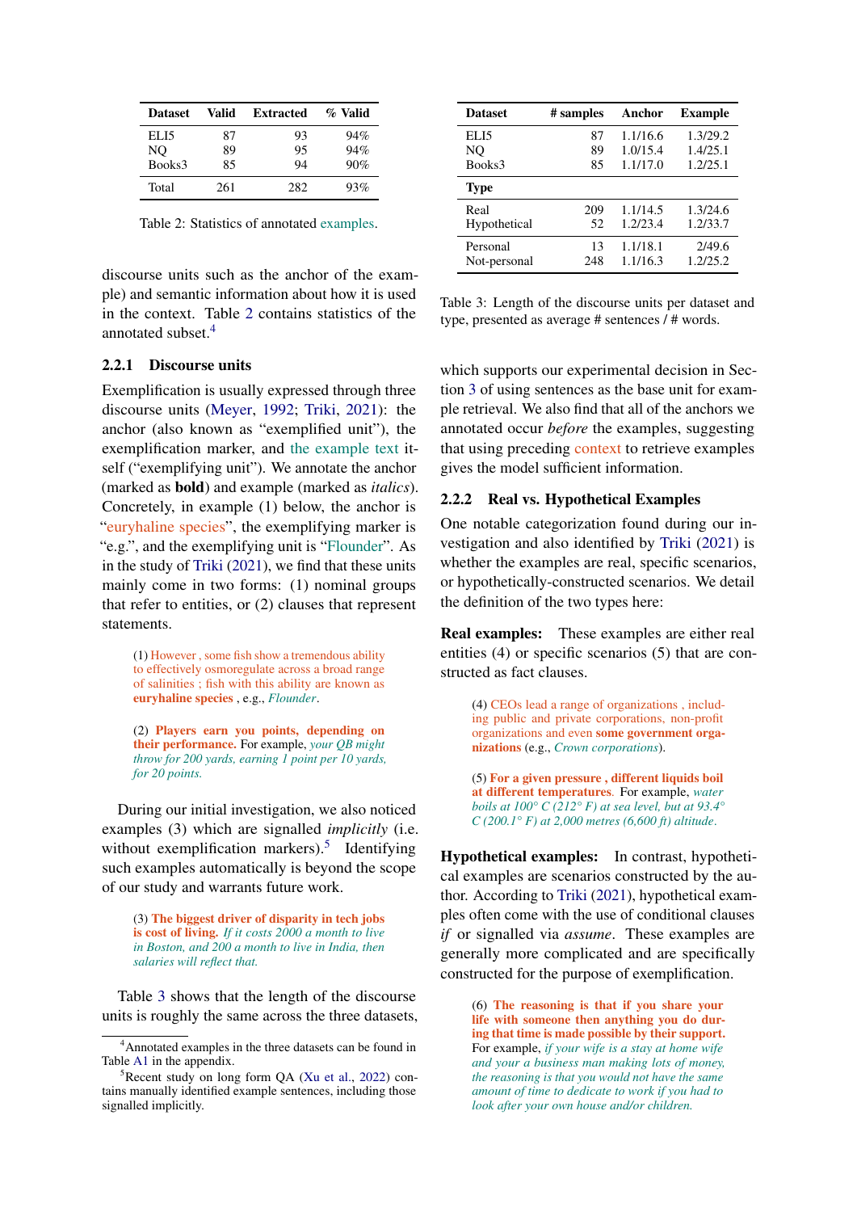| Dataset | Valid | Extracted | % Valid |
|---|---|---|---|
| ELI5 | 87 | 93 | 94% |
| NQ | 89 | 95 | 94% |
| Books3 | 85 | 94 | 90% |
| Total | 261 | 282 | 93% |

Table 2: Statistics of annotated examples.

discourse units such as the anchor of the example) and semantic information about how it is used in the context. Table 2 contains statistics of the annotated subset.[4]

### 2.2.1 Discourse units

Exemplification is usually expressed through three discourse units (Meyer, 1992; Triki, 2021): the anchor (also known as "exemplified unit"), the exemplification marker, and the example text itself ("exemplifying unit"). We annotate the anchor (marked as **bold**) and example (marked as *italics*). Concretely, in example (1) below, the anchor is "euryhaline species", the exemplifying marker is "e.g.", and the exemplifying unit is "Flounder". As in the study of Triki (2021), we find that these units mainly come in two forms: (1) nominal groups that refer to entities, or (2) clauses that represent statements.

> (1) However , some fish show a tremendous ability to effectively osmoregulate across a broad range of salinities ; fish with this ability are known as **euryhaline species** , e.g., *Flounder*.

> (2) **Players earn you points, depending on their performance.** For example, *your QB might throw for 200 yards, earning 1 point per 10 yards, for 20 points.*

During our initial investigation, we also noticed examples (3) which are signalled *implicitly* (i.e. without exemplification markers).[5] Identifying such examples automatically is beyond the scope of our study and warrants future work.

> (3) **The biggest driver of disparity in tech jobs is cost of living.** *If it costs 2000 a month to live in Boston, and 200 a month to live in India, then salaries will reflect that.*

Table 3 shows that the length of the discourse units is roughly the same across the three datasets, which supports our experimental decision in Section 3 of using sentences as the base unit for example retrieval. We also find that all of the anchors we annotated occur *before* the examples, suggesting that using preceding context to retrieve examples gives the model sufficient information.

| Dataset | # samples | Anchor | Example |
|---|---|---|---|
| ELI5 | 87 | 1.1/16.6 | 1.3/29.2 |
| NQ | 89 | 1.0/15.4 | 1.4/25.1 |
| Books3 | 85 | 1.1/17.0 | 1.2/25.1 |
| **Type** | | | |
| Real | 209 | 1.1/14.5 | 1.3/24.6 |
| Hypothetical | 52 | 1.2/23.4 | 1.2/33.7 |
| Personal | 13 | 1.1/18.1 | 2/49.6 |
| Not-personal | 248 | 1.1/16.3 | 1.2/25.2 |

Table 3: Length of the discourse units per dataset and type, presented as average # sentences / # words.

### 2.2.2 Real vs. Hypothetical Examples

One notable categorization found during our investigation and also identified by Triki (2021) is whether the examples are real, specific scenarios, or hypothetically-constructed scenarios. We detail the definition of the two types here:

**Real examples:** These examples are either real entities (4) or specific scenarios (5) that are constructed as fact clauses.

> (4) CEOs lead a range of organizations , including public and private corporations, non-profit organizations and even **some government organizations** (e.g., *Crown corporations*).

> (5) **For a given pressure , different liquids boil at different temperatures**. For example, *water boils at 100° C (212° F) at sea level, but at 93.4° C (200.1° F) at 2,000 metres (6,600 ft) altitude*.

**Hypothetical examples:** In contrast, hypothetical examples are scenarios constructed by the author. According to Triki (2021), hypothetical examples often come with the use of conditional clauses *if* or signalled via *assume*. These examples are generally more complicated and are specifically constructed for the purpose of exemplification.

> (6) **The reasoning is that if you share your life with someone then anything you do during that time is made possible by their support.** For example, *if your wife is a stay at home wife and your a business man making lots of money, the reasoning is that you would not have the same amount of time to dedicate to work if you had to look after your own house and/or children.*

[4] Annotated examples in the three datasets can be found in Table A1 in the appendix.

[5] Recent study on long form QA (Xu et al., 2022) contains manually identified example sentences, including those signalled implicitly.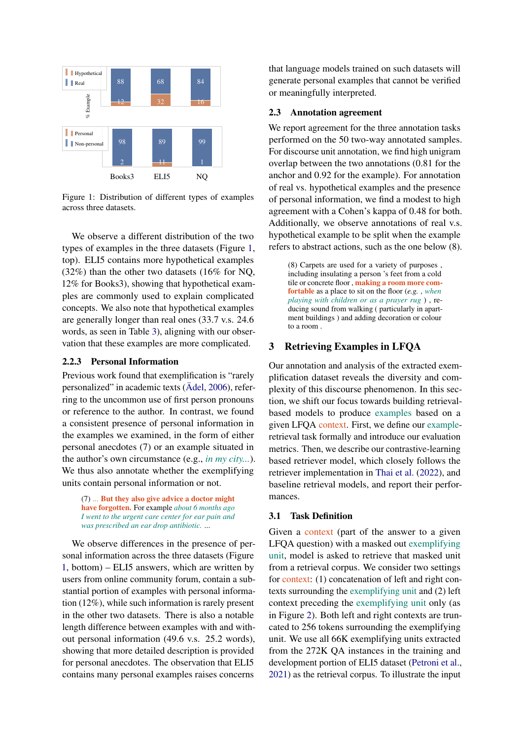Figure 1: Distribution of different types of examples across three datasets.

We observe a different distribution of the two types of examples in the three datasets (Figure 1, top). ELI5 contains more hypothetical examples (32%) than the other two datasets (16% for NQ, 12% for Books3), showing that hypothetical examples are commonly used to explain complicated concepts. We also note that hypothetical examples are generally longer than real ones (33.7 v.s. 24.6 words, as seen in Table 3), aligning with our observation that these examples are more complicated.

#### 2.2.3 Personal Information

Previous work found that exemplification is "rarely personalized" in academic texts (Ädel, 2006), referring to the uncommon use of first person pronouns or reference to the author. In contrast, we found a consistent presence of personal information in the examples we examined, in the form of either personal anecdotes (7) or an example situated in the author's own circumstance (e.g., *in my city...*). We thus also annotate whether the exemplifying units contain personal information or not.

> (7) ... **But they also give advice a doctor might have forgotten.** For example *about 6 months ago I went to the urgent care center for ear pain and was prescribed an ear drop antibiotic.* ...

We observe differences in the presence of personal information across the three datasets (Figure 1, bottom) – ELI5 answers, which are written by users from online community forum, contain a substantial portion of examples with personal information (12%), while such information is rarely present in the other two datasets. There is also a notable length difference between examples with and without personal information (49.6 v.s. 25.2 words), showing that more detailed description is provided for personal anecdotes. The observation that ELI5 contains many personal examples raises concerns that language models trained on such datasets will generate personal examples that cannot be verified or meaningfully interpreted.

### 2.3 Annotation agreement

We report agreement for the three annotation tasks performed on the 50 two-way annotated samples. For discourse unit annotation, we find high unigram overlap between the two annotations (0.81 for the anchor and 0.92 for the example). For annotation of real vs. hypothetical examples and the presence of personal information, we find a modest to high agreement with a Cohen's kappa of 0.48 for both. Additionally, we observe annotations of real v.s. hypothetical example to be split when the example refers to abstract actions, such as the one below (8).

> (8) Carpets are used for a variety of purposes , including insulating a person 's feet from a cold tile or concrete floor , **making a room more comfortable** as a place to sit on the floor (*e.g.* , *when playing with children or as a prayer rug* ) , reducing sound from walking ( particularly in apartment buildings ) and adding decoration or colour to a room .

## 3 Retrieving Examples in LFQA

Our annotation and analysis of the extracted exemplification dataset reveals the diversity and complexity of this discourse phenomenon. In this section, we shift our focus towards building retrieval-based models to produce examples based on a given LFQA context. First, we define our example-retrieval task formally and introduce our evaluation metrics. Then, we describe our contrastive-learning based retriever model, which closely follows the retriever implementation in Thai et al. (2022), and baseline retrieval models, and report their performances.

### 3.1 Task Definition

Given a context (part of the answer to a given LFQA question) with a masked out exemplifying unit, model is asked to retrieve that masked unit from a retrieval corpus. We consider two settings for context: (1) concatenation of left and right contexts surrounding the exemplifying unit and (2) left context preceding the exemplifying unit only (as in Figure 2). Both left and right contexts are truncated to 256 tokens surrounding the exemplifying unit. We use all 66K exemplifying units extracted from the 272K QA instances in the training and development portion of ELI5 dataset (Petroni et al., 2021) as the retrieval corpus. To illustrate the input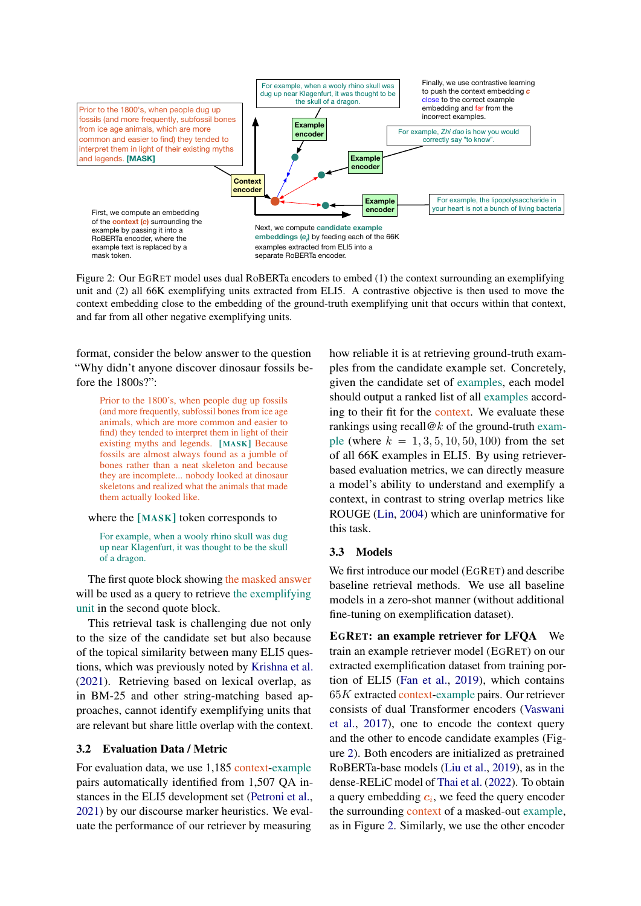Figure 2: Our EGRET model uses dual RoBERTa encoders to embed (1) the context surrounding an exemplifying unit and (2) all 66K exemplifying units extracted from ELI5. A contrastive objective is then used to move the context embedding close to the embedding of the ground-truth exemplifying unit that occurs within that context, and far from all other negative exemplifying units.

format, consider the below answer to the question "Why didn't anyone discover dinosaur fossils before the 1800s?":

> Prior to the 1800's, when people dug up fossils (and more frequently, subfossil bones from ice age animals, which are more common and easier to find) they tended to interpret them in light of their existing myths and legends. [MASK] Because fossils are almost always found as a jumble of bones rather than a neat skeleton and because they are incomplete... nobody looked at dinosaur skeletons and realized what the animals that made them actually looked like.

where the [MASK] token corresponds to

> For example, when a wooly rhino skull was dug up near Klagenfurt, it was thought to be the skull of a dragon.

The first quote block showing the masked answer will be used as a query to retrieve the exemplifying unit in the second quote block.

This retrieval task is challenging due not only to the size of the candidate set but also because of the topical similarity between many ELI5 questions, which was previously noted by Krishna et al. (2021). Retrieving based on lexical overlap, as in BM-25 and other string-matching based approaches, cannot identify exemplifying units that are relevant but share little overlap with the context.

### 3.2 Evaluation Data / Metric

For evaluation data, we use 1,185 context-example pairs automatically identified from 1,507 QA instances in the ELI5 development set (Petroni et al., 2021) by our discourse marker heuristics. We evaluate the performance of our retriever by measuring how reliable it is at retrieving ground-truth examples from the candidate example set. Concretely, given the candidate set of examples, each model should output a ranked list of all examples according to their fit for the context. We evaluate these rankings using recall@$k$ of the ground-truth example (where $k = 1, 3, 5, 10, 50, 100$) from the set of all 66K examples in ELI5. By using retriever-based evaluation metrics, we can directly measure a model's ability to understand and exemplify a context, in contrast to string overlap metrics like ROUGE (Lin, 2004) which are uninformative for this task.

### 3.3 Models

We first introduce our model (EGRET) and describe baseline retrieval methods. We use all baseline models in a zero-shot manner (without additional fine-tuning on exemplification dataset).

**EGRET: an example retriever for LFQA** We train an example retriever model (EGRET) on our extracted exemplification dataset from training portion of ELI5 (Fan et al., 2019), which contains $65K$ extracted context-example pairs. Our retriever consists of dual Transformer encoders (Vaswani et al., 2017), one to encode the context query and the other to encode candidate examples (Figure 2). Both encoders are initialized as pretrained RoBERTa-base models (Liu et al., 2019), as in the dense-RELiC model of Thai et al. (2022). To obtain a query embedding $c_i$, we feed the query encoder the surrounding context of a masked-out example, as in Figure 2. Similarly, we use the other encoder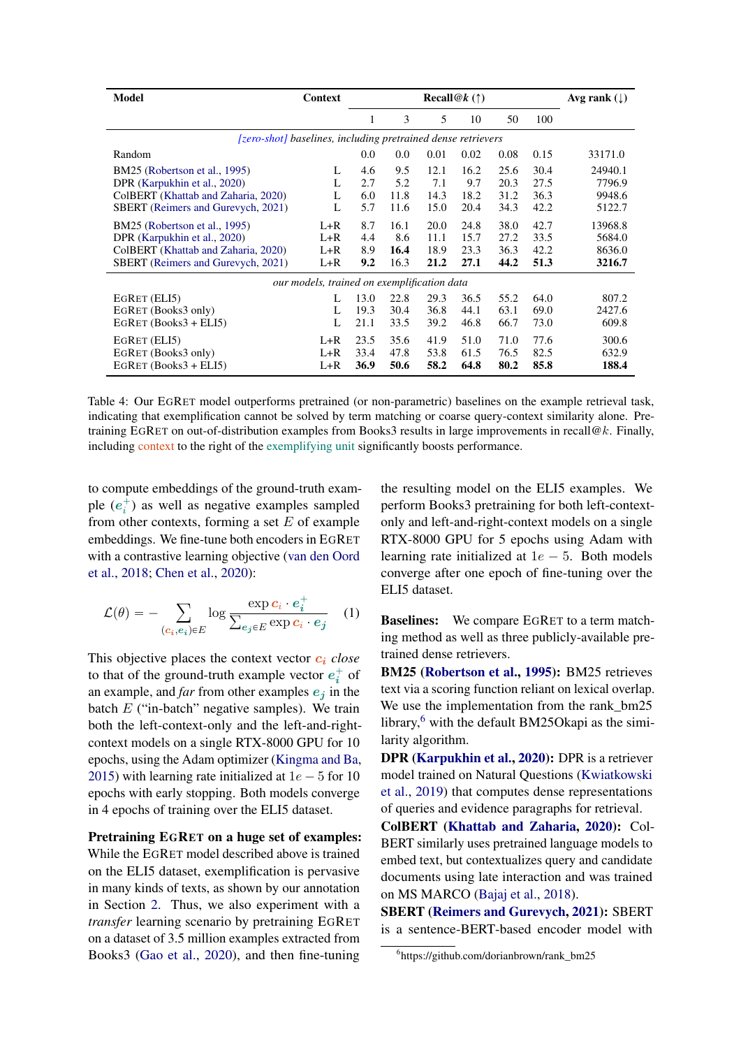| Model | Context | Recall@$k$ (↑) | | | | | | Avg rank (↓) |
|---|---|---|---|---|---|---|---|---|
| | | 1 | 3 | 5 | 10 | 50 | 100 | |
| *[zero-shot] baselines, including pretrained dense retrievers* | | | | | | | | |
| Random | | 0.0 | 0.0 | 0.01 | 0.02 | 0.08 | 0.15 | 33171.0 |
| BM25 (Robertson et al., 1995) | L | 4.6 | 9.5 | 12.1 | 16.2 | 25.6 | 30.4 | 24940.1 |
| DPR (Karpukhin et al., 2020) | L | 2.7 | 5.2 | 7.1 | 9.7 | 20.3 | 27.5 | 7796.9 |
| ColBERT (Khattab and Zaharia, 2020) | L | 6.0 | 11.8 | 14.3 | 18.2 | 31.2 | 36.3 | 9948.6 |
| SBERT (Reimers and Gurevych, 2021) | L | 5.7 | 11.6 | 15.0 | 20.4 | 34.3 | 42.2 | 5122.7 |
| BM25 (Robertson et al., 1995) | L+R | 8.7 | 16.1 | 20.0 | 24.8 | 38.0 | 42.7 | 13968.8 |
| DPR (Karpukhin et al., 2020) | L+R | 4.4 | 8.6 | 11.1 | 15.7 | 27.2 | 33.5 | 5684.0 |
| ColBERT (Khattab and Zaharia, 2020) | L+R | 8.9 | **16.4** | 18.9 | 23.3 | 36.3 | 42.2 | 8636.0 |
| SBERT (Reimers and Gurevych, 2021) | L+R | **9.2** | 16.3 | **21.2** | **27.1** | **44.2** | **51.3** | **3216.7** |
| *our models, trained on exemplification data* | | | | | | | | |
| EGRET (ELI5) | L | 13.0 | 22.8 | 29.3 | 36.5 | 55.2 | 64.0 | 807.2 |
| EGRET (Books3 only) | L | 19.3 | 30.4 | 36.8 | 44.1 | 63.1 | 69.0 | 2427.6 |
| EGRET (Books3 + ELI5) | L | 21.1 | 33.5 | 39.2 | 46.8 | 66.7 | 73.0 | 609.8 |
| EGRET (ELI5) | L+R | 23.5 | 35.6 | 41.9 | 51.0 | 71.0 | 77.6 | 300.6 |
| EGRET (Books3 only) | L+R | 33.4 | 47.8 | 53.8 | 61.5 | 76.5 | 82.5 | 632.9 |
| EGRET (Books3 + ELI5) | L+R | **36.9** | **50.6** | **58.2** | **64.8** | **80.2** | **85.8** | **188.4** |

Table 4: Our EGRET model outperforms pretrained (or non-parametric) baselines on the example retrieval task, indicating that exemplification cannot be solved by term matching or coarse query-context similarity alone. Pretraining EGRET on out-of-distribution examples from Books3 results in large improvements in recall@$k$. Finally, including context to the right of the exemplifying unit significantly boosts performance.

to compute embeddings of the ground-truth example ($e_i^+$) as well as negative examples sampled from other contexts, forming a set $E$ of example embeddings. We fine-tune both encoders in EGRET with a contrastive learning objective (van den Oord et al., 2018; Chen et al., 2020):

$$\mathcal{L}(\theta) = -\sum_{(c_i, e_i) \in E} \log \frac{\exp c_i \cdot e_i^+}{\sum_{e_j \in E} \exp c_i \cdot e_j} \quad (1)$$

This objective places the context vector $c_i$ *close* to that of the ground-truth example vector $e_i^+$ of an example, and *far* from other examples $e_j$ in the batch $E$ ("in-batch" negative samples). We train both the left-context-only and the left-and-right-context models on a single RTX-8000 GPU for 10 epochs, using the Adam optimizer (Kingma and Ba, 2015) with learning rate initialized at $1e-5$ for 10 epochs with early stopping. Both models converge in 4 epochs of training over the ELI5 dataset.

**Pretraining EGRET on a huge set of examples:** While the EGRET model described above is trained on the ELI5 dataset, exemplification is pervasive in many kinds of texts, as shown by our annotation in Section 2. Thus, we also experiment with a *transfer* learning scenario by pretraining EGRET on a dataset of 3.5 million examples extracted from Books3 (Gao et al., 2020), and then fine-tuning the resulting model on the ELI5 examples. We perform Books3 pretraining for both left-context-only and left-and-right-context models on a single RTX-8000 GPU for 5 epochs using Adam with learning rate initialized at $1e-5$. Both models converge after one epoch of fine-tuning over the ELI5 dataset.

**Baselines:** We compare EGRET to a term matching method as well as three publicly-available pretrained dense retrievers.

**BM25 (Robertson et al., 1995):** BM25 retrieves text via a scoring function reliant on lexical overlap. We use the implementation from the rank_bm25 library,[6] with the default BM25Okapi as the similarity algorithm.

**DPR (Karpukhin et al., 2020):** DPR is a retriever model trained on Natural Questions (Kwiatkowski et al., 2019) that computes dense representations of queries and evidence paragraphs for retrieval.

**ColBERT (Khattab and Zaharia, 2020):** ColBERT similarly uses pretrained language models to embed text, but contextualizes query and candidate documents using late interaction and was trained on MS MARCO (Bajaj et al., 2018).

**SBERT (Reimers and Gurevych, 2021):** SBERT is a sentence-BERT-based encoder model with

[6] https://github.com/dorianbrown/rank_bm25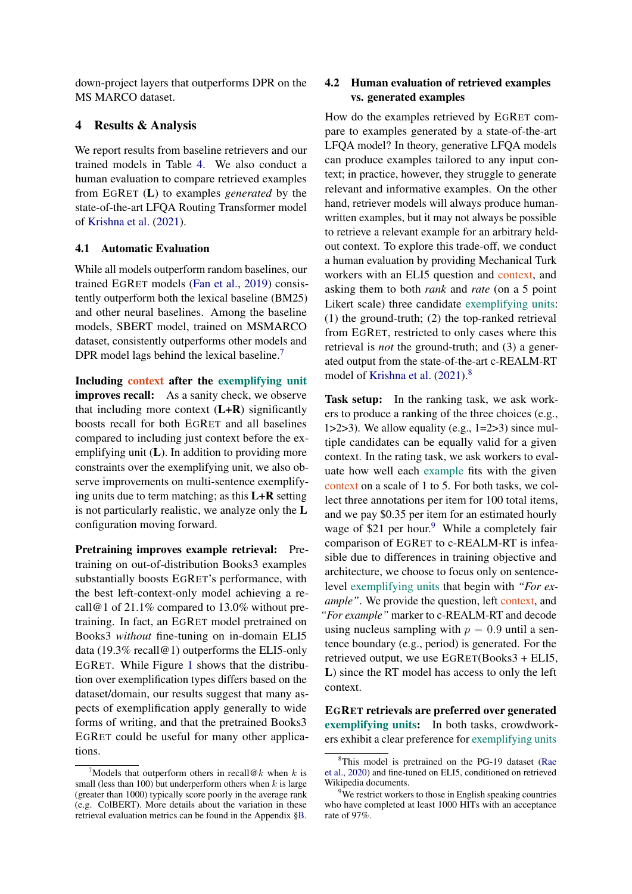down-project layers that outperforms DPR on the MS MARCO dataset.

## 4 Results & Analysis

We report results from baseline retrievers and our trained models in Table 4. We also conduct a human evaluation to compare retrieved examples from EGRET (**L**) to examples *generated* by the state-of-the-art LFQA Routing Transformer model of Krishna et al. (2021).

### 4.1 Automatic Evaluation

While all models outperform random baselines, our trained EGRET models (Fan et al., 2019) consistently outperform both the lexical baseline (BM25) and other neural baselines. Among the baseline models, SBERT model, trained on MSMARCO dataset, consistently outperforms other models and DPR model lags behind the lexical baseline.[7]

**Including context after the exemplifying unit improves recall:** As a sanity check, we observe that including more context (**L+R**) significantly boosts recall for both EGRET and all baselines compared to including just context before the exemplifying unit (**L**). In addition to providing more constraints over the exemplifying unit, we also observe improvements on multi-sentence exemplifying units due to term matching; as this **L+R** setting is not particularly realistic, we analyze only the **L** configuration moving forward.

**Pretraining improves example retrieval:** Pretraining on out-of-distribution Books3 examples substantially boosts EGRET's performance, with the best left-context-only model achieving a recall@1 of 21.1% compared to 13.0% without pretraining. In fact, an EGRET model pretrained on Books3 *without* fine-tuning on in-domain ELI5 data (19.3% recall@1) outperforms the ELI5-only EGRET. While Figure 1 shows that the distribution over exemplification types differs based on the dataset/domain, our results suggest that many aspects of exemplification apply generally to wide forms of writing, and that the pretrained Books3 EGRET could be useful for many other applications.

### 4.2 Human evaluation of retrieved examples vs. generated examples

How do the examples retrieved by EGRET compare to examples generated by a state-of-the-art LFQA model? In theory, generative LFQA models can produce examples tailored to any input context; in practice, however, they struggle to generate relevant and informative examples. On the other hand, retriever models will always produce human-written examples, but it may not always be possible to retrieve a relevant example for an arbitrary held-out context. To explore this trade-off, we conduct a human evaluation by providing Mechanical Turk workers with an ELI5 question and context, and asking them to both *rank* and *rate* (on a 5 point Likert scale) three candidate exemplifying units: (1) the ground-truth; (2) the top-ranked retrieval from EGRET, restricted to only cases where this retrieval is *not* the ground-truth; and (3) a generated output from the state-of-the-art c-REALM-RT model of Krishna et al. (2021).[8]

**Task setup:** In the ranking task, we ask workers to produce a ranking of the three choices (e.g., 1>2>3). We allow equality (e.g., 1=2>3) since multiple candidates can be equally valid for a given context. In the rating task, we ask workers to evaluate how well each example fits with the given context on a scale of 1 to 5. For both tasks, we collect three annotations per item for 100 total items, and we pay \$0.35 per item for an estimated hourly wage of \$21 per hour.[9] While a completely fair comparison of EGRET to c-REALM-RT is infeasible due to differences in training objective and architecture, we choose to focus only on sentence-level exemplifying units that begin with *"For example"*. We provide the question, left context, and *"For example"* marker to c-REALM-RT and decode using nucleus sampling with $p = 0.9$ until a sentence boundary (e.g., period) is generated. For the retrieved output, we use EGRET(Books3 + ELI5, **L**) since the RT model has access to only the left context.

**EGRET retrievals are preferred over generated exemplifying units:** In both tasks, crowdworkers exhibit a clear preference for exemplifying units

---

[7] Models that outperform others in recall@$k$ when $k$ is small (less than 100) but underperform others when $k$ is large (greater than 1000) typically score poorly in the average rank (e.g. ColBERT). More details about the variation in these retrieval evaluation metrics can be found in the Appendix §B.

[8] This model is pretrained on the PG-19 dataset (Rae et al., 2020) and fine-tuned on ELI5, conditioned on retrieved Wikipedia documents.

[9] We restrict workers to those in English speaking countries who have completed at least 1000 HITs with an acceptance rate of 97%.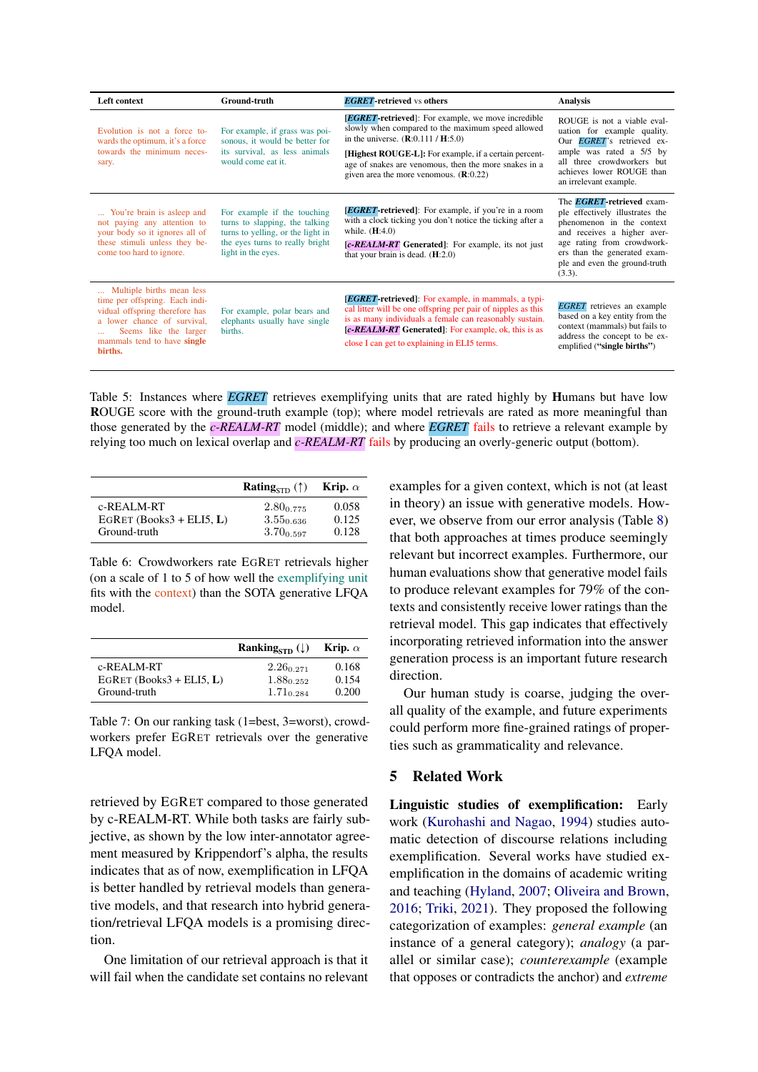| Left context | Ground-truth | *EGRET*-retrieved vs others | Analysis |
|---|---|---|---|
| Evolution is not a force towards the optimum, it's a force towards the minimum necessary. | For example, if grass was poisonous, it would be better for its survival, as less animals would come eat it. | **[*EGRET*-retrieved]**: For example, we move incredible slowly when compared to the maximum speed allowed in the universe. (**R**:0.111 / **H**:5.0) **[Highest ROUGE-L]**: For example, if a certain percentage of snakes are venomous, then the more snakes in a given area the more venomous. (**R**:0.22) | ROUGE is not a viable evaluation for example quality. Our *EGRET*'s retrieved example was rated a 5/5 by all three crowdworkers but achieves lower ROUGE than an irrelevant example. |
| ... You're brain is asleep and not paying any attention to your body so it ignores all of these stimuli unless they become too hard to ignore. | For example if the touching turns to slapping, the talking turns to yelling, or the light in the eyes turns to really bright light in the eyes. | **[*EGRET*-retrieved]**: For example, if you're in a room with a clock ticking you don't notice the ticking after a while. (**H**:4.0) **[*c-REALM-RT* Generated]**: For example, its not just that your brain is dead. (**H**:2.0) | The ***EGRET*-retrieved** example effectively illustrates the phenomenon in the context and receives a higher average rating from crowdworkers than the generated example and even the ground-truth (3.3). |
| ... Multiple births mean less time per offspring. Each individual offspring therefore has a lower chance of survival, ... Seems like the larger mammals tend to have **single births.** | For example, polar bears and elephants usually have single births. | **[*EGRET*-retrieved]**: For example, in mammals, a typical litter will be one offspring per pair of nipples as this is as many individuals a female can reasonably sustain. **[*c-REALM-RT* Generated]**: For example, ok, this is as close I can get to explaining in ELI5 terms. | *EGRET* retrieves an example based on a key entity from the context (mammals) but fails to address the concept to be exemplified (**"single births"**) |

Table 5: Instances where *EGRET* retrieves exemplifying units that are rated highly by **H**umans but have low **R**OUGE score with the ground-truth example (top); where model retrievals are rated as more meaningful than those generated by the *c-REALM-RT* model (middle); and where *EGRET* fails to retrieve a relevant example by relying too much on lexical overlap and *c-REALM-RT* fails by producing an overly-generic output (bottom).

| | $\text{Rating}_{\text{STD}}$ (↑) | Krip. $\alpha$ |
|---|---|---|
| c-REALM-RT | $2.80_{0.775}$ | 0.058 |
| EGRET (Books3 + ELI5, **L**) | $3.55_{0.636}$ | 0.125 |
| Ground-truth | $3.70_{0.597}$ | 0.128 |

Table 6: Crowdworkers rate EGRET retrievals higher (on a scale of 1 to 5 of how well the exemplifying unit fits with the context) than the SOTA generative LFQA model.

| | $\text{Ranking}_{\text{STD}}$ (↓) | Krip. $\alpha$ |
|---|---|---|
| c-REALM-RT | $2.26_{0.271}$ | 0.168 |
| EGRET (Books3 + ELI5, **L**) | $1.88_{0.252}$ | 0.154 |
| Ground-truth | $1.71_{0.284}$ | 0.200 |

Table 7: On our ranking task (1=best, 3=worst), crowdworkers prefer EGRET retrievals over the generative LFQA model.

retrieved by EGRET compared to those generated by c-REALM-RT. While both tasks are fairly subjective, as shown by the low inter-annotator agreement measured by Krippendorf's alpha, the results indicates that as of now, exemplification in LFQA is better handled by retrieval models than generative models, and that research into hybrid generation/retrieval LFQA models is a promising direction.

One limitation of our retrieval approach is that it will fail when the candidate set contains no relevant examples for a given context, which is not (at least in theory) an issue with generative models. However, we observe from our error analysis (Table 8) that both approaches at times produce seemingly relevant but incorrect examples. Furthermore, our human evaluations show that generative model fails to produce relevant examples for 79% of the contexts and consistently receive lower ratings than the retrieval model. This gap indicates that effectively incorporating retrieved information into the answer generation process is an important future research direction.

Our human study is coarse, judging the overall quality of the example, and future experiments could perform more fine-grained ratings of properties such as grammaticality and relevance.

## 5 Related Work

**Linguistic studies of exemplification:** Early work (Kurohashi and Nagao, 1994) studies automatic detection of discourse relations including exemplification. Several works have studied exemplification in the domains of academic writing and teaching (Hyland, 2007; Oliveira and Brown, 2016; Triki, 2021). They proposed the following categorization of examples: *general example* (an instance of a general category); *analogy* (a parallel or similar case); *counterexample* (example that opposes or contradicts the anchor) and *extreme*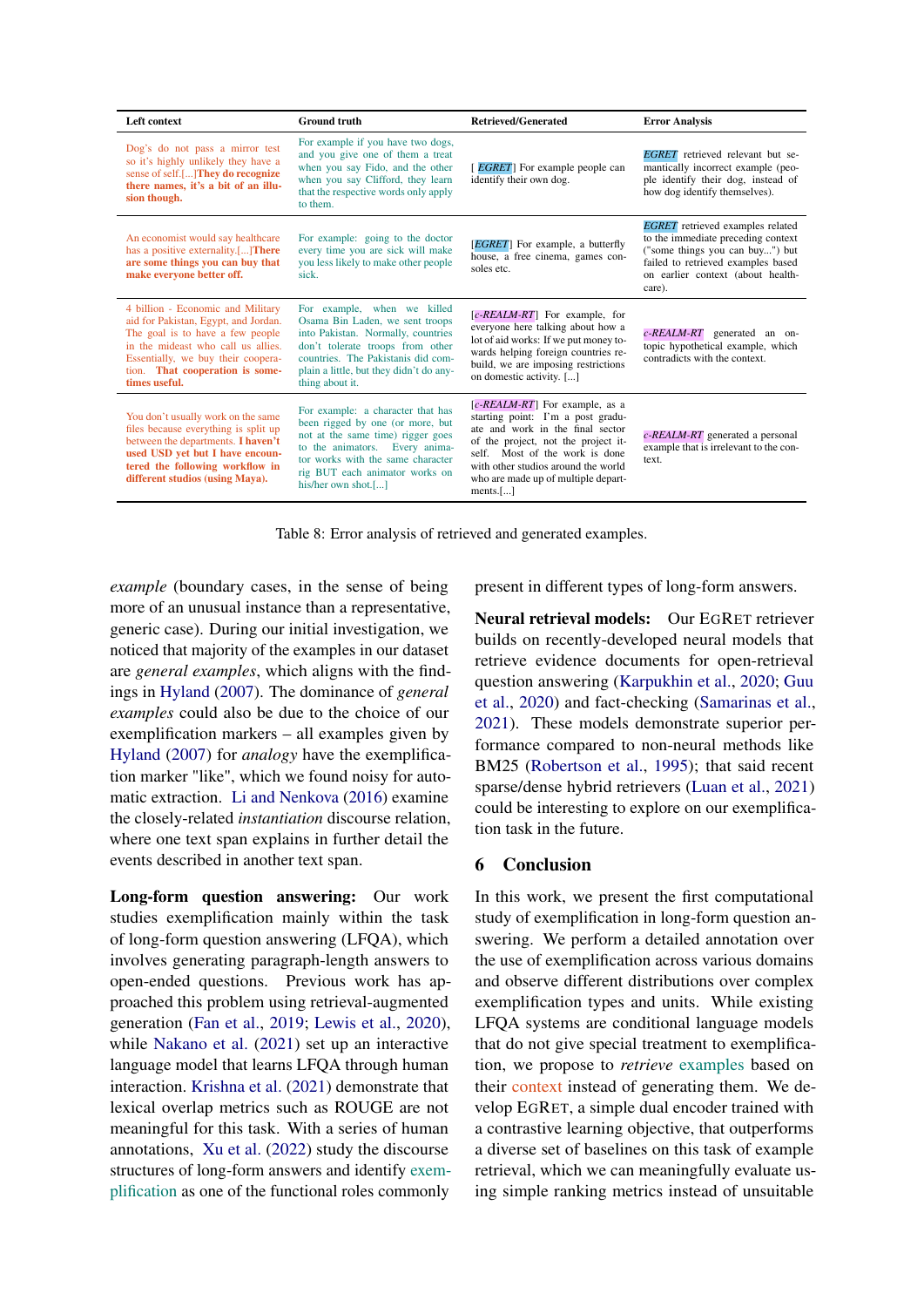| Left context | Ground truth | Retrieved/Generated | Error Analysis |
|---|---|---|---|
| Dog's do not pass a mirror test so it's highly unlikely they have a sense of self.[...]**They do recognize there names, it's a bit of an illusion though.** | For example if you have two dogs, and you give one of them a treat when you say Fido, and the other when you say Clifford, they learn that the respective words only apply to them. | [ *EGRET*] For example people can identify their own dog. | *EGRET* retrieved relevant but semantically incorrect example (people identify their dog, instead of how dog identify themselves). |
| An economist would say healthcare has a positive externality.[...]**There are some things you can buy that make everyone better off.** | For example: going to the doctor every time you are sick will make you less likely to make other people sick. | [*EGRET*] For example, a butterfly house, a free cinema, games consoles etc. | *EGRET* retrieved examples related to the immediate preceding context ("some things you can buy...") but failed to retrieved examples based on earlier context (about healthcare). |
| 4 billion - Economic and Military aid for Pakistan, Egypt, and Jordan. The goal is to have a few people in the mideast who call us allies. Essentially, we buy their cooperation. **That cooperation is sometimes useful.** | For example, when we killed Osama Bin Laden, we sent troops into Pakistan. Normally, countries don't tolerate troops from other countries. The Pakistanis did complain a little, but they didn't do anything about it. | [*c-REALM-RT*] For example, for everyone here talking about how a lot of aid works: If we put money towards helping foreign countries rebuild, we are imposing restrictions on domestic activity. [...] | *c-REALM-RT* generated an on-topic hypothetical example, which contradicts with the context. |
| You don't usually work on the same files because everything is split up between the departments. **I haven't used USD yet but I have encountered the following workflow in different studios (using Maya).** | For example: a character that has been rigged by one (or more, but not at the same time) rigger goes to the animators. Every animator works with the same character rig BUT each animator works on his/her own shot.[...] | [*c-REALM-RT*] For example, as a starting point: I'm a post graduate and work in the final sector of the project, not the project itself. Most of the work is done with other studios around the world who are made up of multiple departments.[...] | *c-REALM-RT* generated a personal example that is irrelevant to the context. |

Table 8: Error analysis of retrieved and generated examples.

*example* (boundary cases, in the sense of being more of an unusual instance than a representative, generic case). During our initial investigation, we noticed that majority of the examples in our dataset are *general examples*, which aligns with the findings in Hyland (2007). The dominance of *general examples* could also be due to the choice of our exemplification markers – all examples given by Hyland (2007) for *analogy* have the exemplification marker "like", which we found noisy for automatic extraction. Li and Nenkova (2016) examine the closely-related *instantiation* discourse relation, where one text span explains in further detail the events described in another text span.

**Long-form question answering:** Our work studies exemplification mainly within the task of long-form question answering (LFQA), which involves generating paragraph-length answers to open-ended questions. Previous work has approached this problem using retrieval-augmented generation (Fan et al., 2019; Lewis et al., 2020), while Nakano et al. (2021) set up an interactive language model that learns LFQA through human interaction. Krishna et al. (2021) demonstrate that lexical overlap metrics such as ROUGE are not meaningful for this task. With a series of human annotations, Xu et al. (2022) study the discourse structures of long-form answers and identify exemplification as one of the functional roles commonly present in different types of long-form answers.

**Neural retrieval models:** Our EGRET retriever builds on recently-developed neural models that retrieve evidence documents for open-retrieval question answering (Karpukhin et al., 2020; Guu et al., 2020) and fact-checking (Samarinas et al., 2021). These models demonstrate superior performance compared to non-neural methods like BM25 (Robertson et al., 1995); that said recent sparse/dense hybrid retrievers (Luan et al., 2021) could be interesting to explore on our exemplification task in the future.

## 6 Conclusion

In this work, we present the first computational study of exemplification in long-form question answering. We perform a detailed annotation over the use of exemplification across various domains and observe different distributions over complex exemplification types and units. While existing LFQA systems are conditional language models that do not give special treatment to exemplification, we propose to *retrieve* examples based on their context instead of generating them. We develop EGRET, a simple dual encoder trained with a contrastive learning objective, that outperforms a diverse set of baselines on this task of example retrieval, which we can meaningfully evaluate using simple ranking metrics instead of unsuitable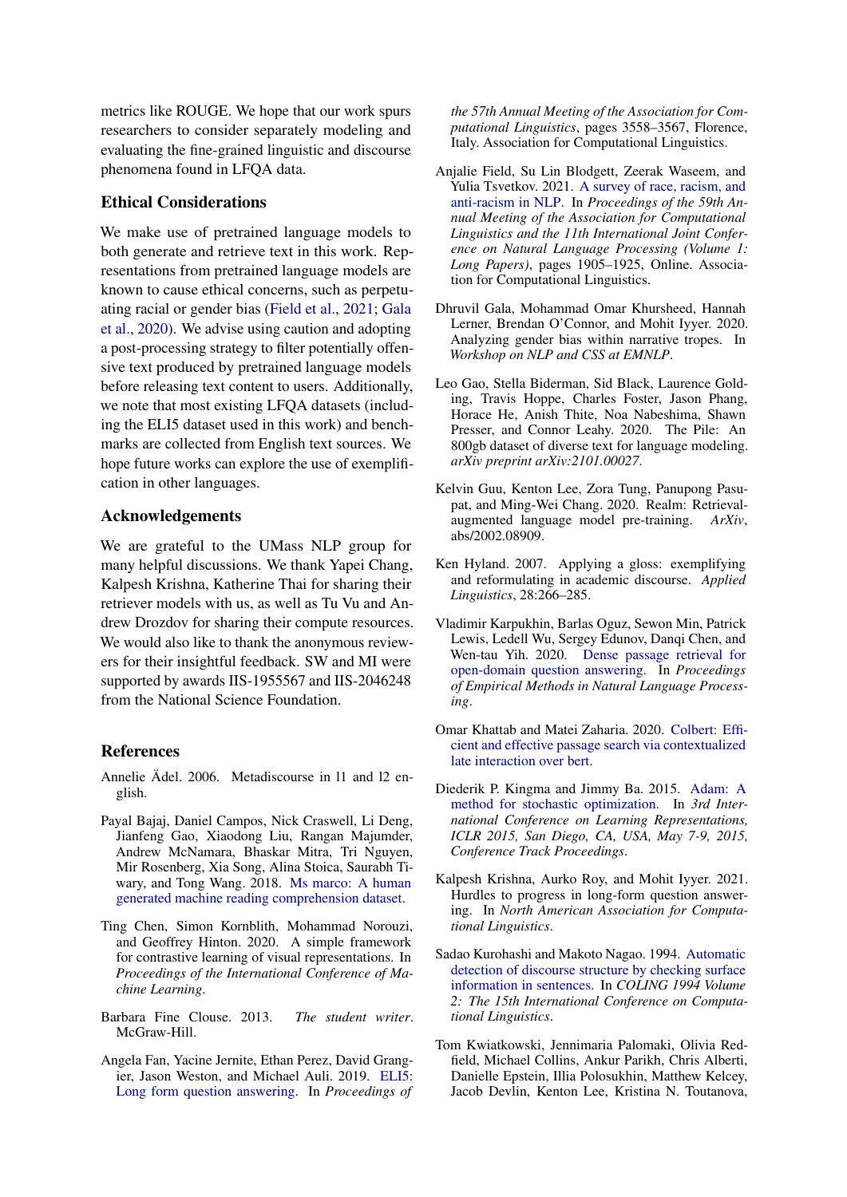metrics like ROUGE. We hope that our work spurs researchers to consider separately modeling and evaluating the fine-grained linguistic and discourse phenomena found in LFQA data.

## Ethical Considerations

We make use of pretrained language models to both generate and retrieve text in this work. Representations from pretrained language models are known to cause ethical concerns, such as perpetuating racial or gender bias (Field et al., 2021; Gala et al., 2020). We advise using caution and adopting a post-processing strategy to filter potentially offensive text produced by pretrained language models before releasing text content to users. Additionally, we note that most existing LFQA datasets (including the ELI5 dataset used in this work) and benchmarks are collected from English text sources. We hope future works can explore the use of exemplification in other languages.

## Acknowledgements

We are grateful to the UMass NLP group for many helpful discussions. We thank Yapei Chang, Kalpesh Krishna, Katherine Thai for sharing their retriever models with us, as well as Tu Vu and Andrew Drozdov for sharing their compute resources. We would also like to thank the anonymous reviewers for their insightful feedback. SW and MI were supported by awards IIS-1955567 and IIS-2046248 from the National Science Foundation.

## References

Annelie Ädel. 2006. Metadiscourse in l1 and l2 english.

Payal Bajaj, Daniel Campos, Nick Craswell, Li Deng, Jianfeng Gao, Xiaodong Liu, Rangan Majumder, Andrew McNamara, Bhaskar Mitra, Tri Nguyen, Mir Rosenberg, Xia Song, Alina Stoica, Saurabh Tiwary, and Tong Wang. 2018. Ms marco: A human generated machine reading comprehension dataset.

Ting Chen, Simon Kornblith, Mohammad Norouzi, and Geoffrey Hinton. 2020. A simple framework for contrastive learning of visual representations. In *Proceedings of the International Conference of Machine Learning*.

Barbara Fine Clouse. 2013. *The student writer*. McGraw-Hill.

Angela Fan, Yacine Jernite, Ethan Perez, David Grangier, Jason Weston, and Michael Auli. 2019. ELI5: Long form question answering. In *Proceedings of the 57th Annual Meeting of the Association for Computational Linguistics*, pages 3558–3567, Florence, Italy. Association for Computational Linguistics.

Anjalie Field, Su Lin Blodgett, Zeerak Waseem, and Yulia Tsvetkov. 2021. A survey of race, racism, and anti-racism in NLP. In *Proceedings of the 59th Annual Meeting of the Association for Computational Linguistics and the 11th International Joint Conference on Natural Language Processing (Volume 1: Long Papers)*, pages 1905–1925, Online. Association for Computational Linguistics.

Dhruvil Gala, Mohammad Omar Khursheed, Hannah Lerner, Brendan O'Connor, and Mohit Iyyer. 2020. Analyzing gender bias within narrative tropes. In *Workshop on NLP and CSS at EMNLP*.

Leo Gao, Stella Biderman, Sid Black, Laurence Golding, Travis Hoppe, Charles Foster, Jason Phang, Horace He, Anish Thite, Noa Nabeshima, Shawn Presser, and Connor Leahy. 2020. The Pile: An 800gb dataset of diverse text for language modeling. *arXiv preprint arXiv:2101.00027*.

Kelvin Guu, Kenton Lee, Zora Tung, Panupong Pasupat, and Ming-Wei Chang. 2020. Realm: Retrieval-augmented language model pre-training. *ArXiv*, abs/2002.08909.

Ken Hyland. 2007. Applying a gloss: exemplifying and reformulating in academic discourse. *Applied Linguistics*, 28:266–285.

Vladimir Karpukhin, Barlas Oguz, Sewon Min, Patrick Lewis, Ledell Wu, Sergey Edunov, Danqi Chen, and Wen-tau Yih. 2020. Dense passage retrieval for open-domain question answering. In *Proceedings of Empirical Methods in Natural Language Processing*.

Omar Khattab and Matei Zaharia. 2020. Colbert: Efficient and effective passage search via contextualized late interaction over bert.

Diederik P. Kingma and Jimmy Ba. 2015. Adam: A method for stochastic optimization. In *3rd International Conference on Learning Representations, ICLR 2015, San Diego, CA, USA, May 7-9, 2015, Conference Track Proceedings*.

Kalpesh Krishna, Aurko Roy, and Mohit Iyyer. 2021. Hurdles to progress in long-form question answering. In *North American Association for Computational Linguistics*.

Sadao Kurohashi and Makoto Nagao. 1994. Automatic detection of discourse structure by checking surface information in sentences. In *COLING 1994 Volume 2: The 15th International Conference on Computational Linguistics*.

Tom Kwiatkowski, Jennimaria Palomaki, Olivia Redfield, Michael Collins, Ankur Parikh, Chris Alberti, Danielle Epstein, Illia Polosukhin, Matthew Kelcey, Jacob Devlin, Kenton Lee, Kristina N. Toutanova,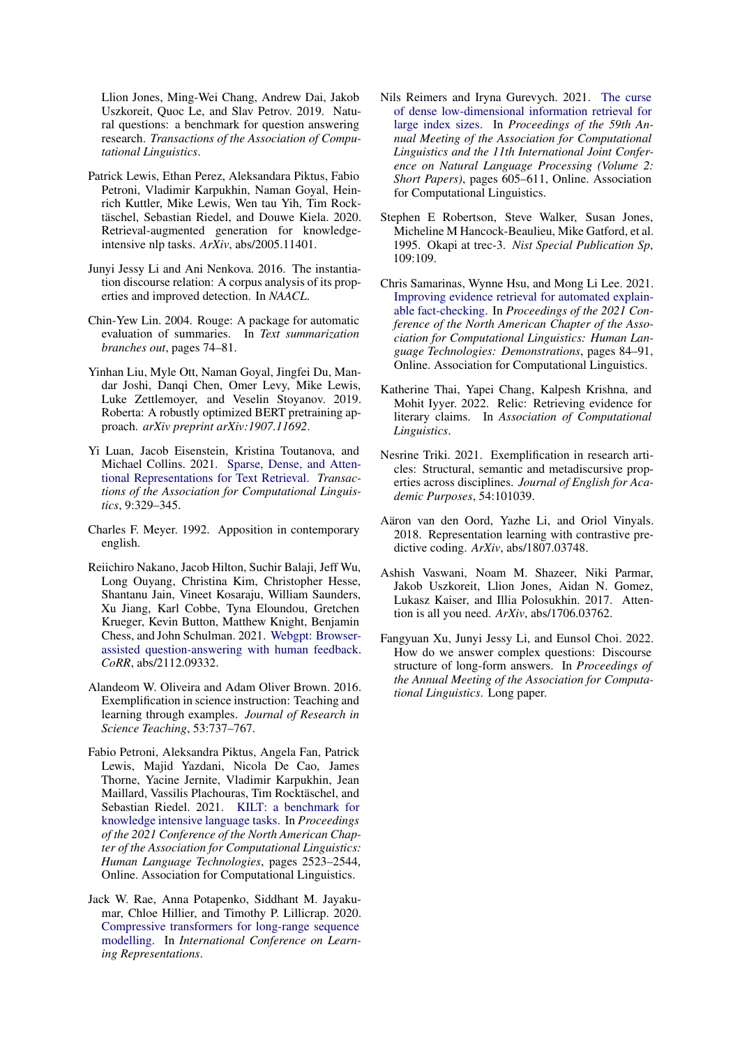Llion Jones, Ming-Wei Chang, Andrew Dai, Jakob Uszkoreit, Quoc Le, and Slav Petrov. 2019. Natural questions: a benchmark for question answering research. *Transactions of the Association of Computational Linguistics*.

Patrick Lewis, Ethan Perez, Aleksandara Piktus, Fabio Petroni, Vladimir Karpukhin, Naman Goyal, Heinrich Kuttler, Mike Lewis, Wen tau Yih, Tim Rocktäschel, Sebastian Riedel, and Douwe Kiela. 2020. Retrieval-augmented generation for knowledge-intensive nlp tasks. *ArXiv*, abs/2005.11401.

Junyi Jessy Li and Ani Nenkova. 2016. The instantiation discourse relation: A corpus analysis of its properties and improved detection. In *NAACL*.

Chin-Yew Lin. 2004. Rouge: A package for automatic evaluation of summaries. In *Text summarization branches out*, pages 74–81.

Yinhan Liu, Myle Ott, Naman Goyal, Jingfei Du, Mandar Joshi, Danqi Chen, Omer Levy, Mike Lewis, Luke Zettlemoyer, and Veselin Stoyanov. 2019. Roberta: A robustly optimized BERT pretraining approach. *arXiv preprint arXiv:1907.11692*.

Yi Luan, Jacob Eisenstein, Kristina Toutanova, and Michael Collins. 2021. Sparse, Dense, and Attentional Representations for Text Retrieval. *Transactions of the Association for Computational Linguistics*, 9:329–345.

Charles F. Meyer. 1992. Apposition in contemporary english.

Reiichiro Nakano, Jacob Hilton, Suchir Balaji, Jeff Wu, Long Ouyang, Christina Kim, Christopher Hesse, Shantanu Jain, Vineet Kosaraju, William Saunders, Xu Jiang, Karl Cobbe, Tyna Eloundou, Gretchen Krueger, Kevin Button, Matthew Knight, Benjamin Chess, and John Schulman. 2021. Webgpt: Browser-assisted question-answering with human feedback. *CoRR*, abs/2112.09332.

Alandeom W. Oliveira and Adam Oliver Brown. 2016. Exemplification in science instruction: Teaching and learning through examples. *Journal of Research in Science Teaching*, 53:737–767.

Fabio Petroni, Aleksandra Piktus, Angela Fan, Patrick Lewis, Majid Yazdani, Nicola De Cao, James Thorne, Yacine Jernite, Vladimir Karpukhin, Jean Maillard, Vassilis Plachouras, Tim Rocktäschel, and Sebastian Riedel. 2021. KILT: a benchmark for knowledge intensive language tasks. In *Proceedings of the 2021 Conference of the North American Chapter of the Association for Computational Linguistics: Human Language Technologies*, pages 2523–2544, Online. Association for Computational Linguistics.

Jack W. Rae, Anna Potapenko, Siddhant M. Jayakumar, Chloe Hillier, and Timothy P. Lillicrap. 2020. Compressive transformers for long-range sequence modelling. In *International Conference on Learning Representations*.

Nils Reimers and Iryna Gurevych. 2021. The curse of dense low-dimensional information retrieval for large index sizes. In *Proceedings of the 59th Annual Meeting of the Association for Computational Linguistics and the 11th International Joint Conference on Natural Language Processing (Volume 2: Short Papers)*, pages 605–611, Online. Association for Computational Linguistics.

Stephen E Robertson, Steve Walker, Susan Jones, Micheline M Hancock-Beaulieu, Mike Gatford, et al. 1995. Okapi at trec-3. *Nist Special Publication Sp*, 109:109.

Chris Samarinas, Wynne Hsu, and Mong Li Lee. 2021. Improving evidence retrieval for automated explainable fact-checking. In *Proceedings of the 2021 Conference of the North American Chapter of the Association for Computational Linguistics: Human Language Technologies: Demonstrations*, pages 84–91, Online. Association for Computational Linguistics.

Katherine Thai, Yapei Chang, Kalpesh Krishna, and Mohit Iyyer. 2022. Relic: Retrieving evidence for literary claims. In *Association of Computational Linguistics*.

Nesrine Triki. 2021. Exemplification in research articles: Structural, semantic and metadiscursive properties across disciplines. *Journal of English for Academic Purposes*, 54:101039.

Aäron van den Oord, Yazhe Li, and Oriol Vinyals. 2018. Representation learning with contrastive predictive coding. *ArXiv*, abs/1807.03748.

Ashish Vaswani, Noam M. Shazeer, Niki Parmar, Jakob Uszkoreit, Llion Jones, Aidan N. Gomez, Lukasz Kaiser, and Illia Polosukhin. 2017. Attention is all you need. *ArXiv*, abs/1706.03762.

Fangyuan Xu, Junyi Jessy Li, and Eunsol Choi. 2022. How do we answer complex questions: Discourse structure of long-form answers. In *Proceedings of the Annual Meeting of the Association for Computational Linguistics*. Long paper.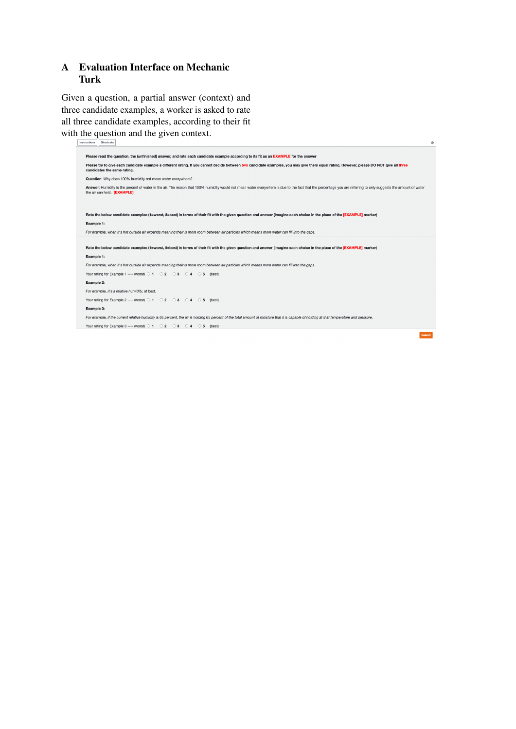## A Evaluation Interface on Mechanic Turk

Given a question, a partial answer (context) and three candidate examples, a worker is asked to rate all three candidate examples, according to their fit with the question and the given context.

Instructions | Shortcuts

**Please read the question, the (unfinished) answer, and rate each candidate example according to its fit as an EXAMPLE for the answer**

**Please try to give each candidate example a different rating. If you cannot decide between two candidate examples, you may give them equal rating. However, please DO NOT give all three candidates the same rating.**

**Question:** Why does 100% humidity not mean water everywhere?

**Answer:** Humidity is the percent of water in the air. The reason that 100% humidity would not mean water everywhere is due to the fact that the percentage you are referring to only suggests the amount of water the air can hold. **[EXAMPLE]**

**Rate the below candidate examples (1=worst, 5=best) in terms of their fit with the given question and answer (imagine each choice in the place of the [EXAMPLE] marker)**

**Example 1:**

*For example, when it's hot outside air expands meaning their is more room between air particles which means more water can fill into the gaps.*

**Rate the below candidate examples (1=worst, 5=best) in terms of their fit with the given question and answer (imagine each choice in the place of the [EXAMPLE] marker)**

**Example 1:**

*For example, when it's hot outside air expands meaning their is more room between air particles which means more water can fill into the gaps.*

Your rating for Example 1 ---- (worst) ○ 1 ○ 2 ○ 3 ○ 4 ○ 5 (best)

**Example 2:**

*For example, it's a relative humidity, at best.*

Your rating for Example 2 ---- (worst) ○ 1 ○ 2 ○ 3 ○ 4 ○ 5 (best)

**Example 3:**

*For example, if the current relative humidity is 65 percent, the air is holding 65 percent of the total amount of moisture that it is capable of holding at that temperature and pressure.*

Your rating for Example 3 ---- (worst) ○ 1 ○ 2 ○ 3 ○ 4 ○ 5 (best)

Submit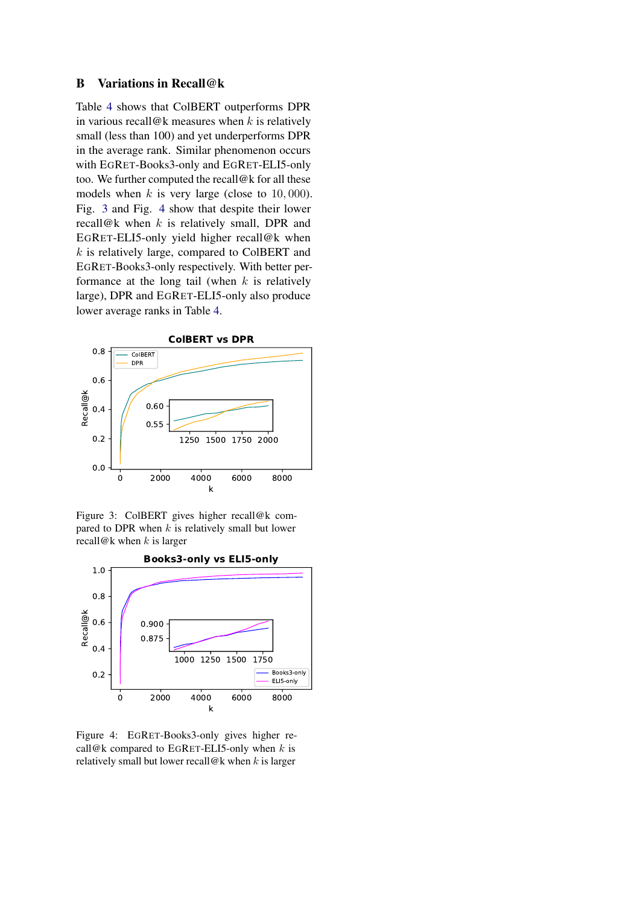## B Variations in Recall@k

Table 4 shows that ColBERT outperforms DPR in various recall@k measures when $k$ is relatively small (less than 100) and yet underperforms DPR in the average rank. Similar phenomenon occurs with EGRET-Books3-only and EGRET-ELI5-only too. We further computed the recall@k for all these models when $k$ is very large (close to $10,000$). Fig. 3 and Fig. 4 show that despite their lower recall@k when $k$ is relatively small, DPR and EGRET-ELI5-only yield higher recall@k when $k$ is relatively large, compared to ColBERT and EGRET-Books3-only respectively. With better performance at the long tail (when $k$ is relatively large), DPR and EGRET-ELI5-only also produce lower average ranks in Table 4.

Figure 3: ColBERT gives higher recall@k compared to DPR when $k$ is relatively small but lower recall@k when $k$ is larger

Figure 4: EGRET-Books3-only gives higher recall@k compared to EGRET-ELI5-only when $k$ is relatively small but lower recall@k when $k$ is larger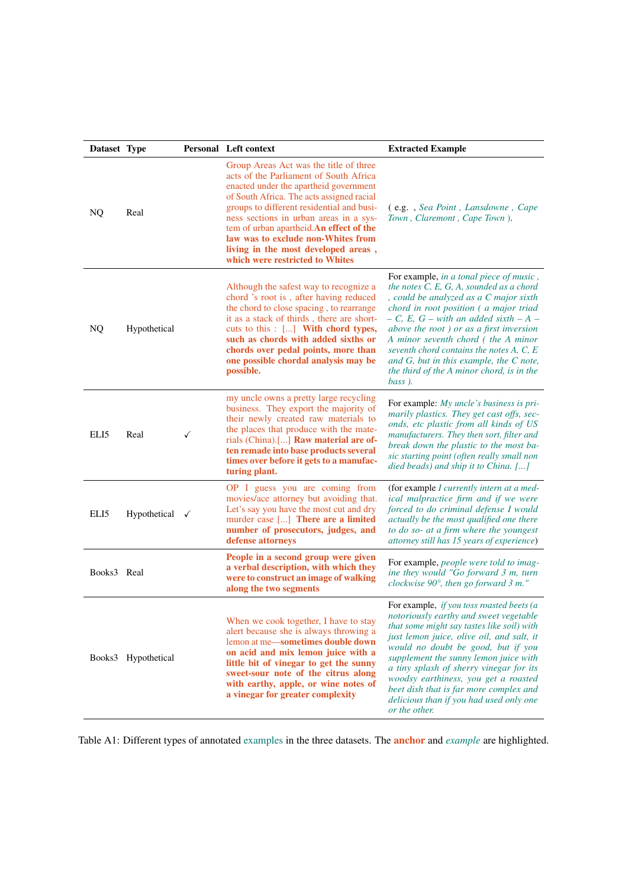| Dataset | Type | Personal | Left context | Extracted Example |
|---|---|---|---|---|
| NQ | Real | | Group Areas Act was the title of three acts of the Parliament of South Africa enacted under the apartheid government of South Africa. The acts assigned racial groups to different residential and business sections in urban areas in a system of urban apartheid.**An effect of the law was to exclude non-Whites from living in the most developed areas , which were restricted to Whites** | ( e.g. , *Sea Point , Lansdowne , Cape Town , Claremont , Cape Town* ). |
| NQ | Hypothetical | | Although the safest way to recognize a chord 's root is , after having reduced the chord to close spacing , to rearrange it as a stack of thirds , there are shortcuts to this : [...] **With chord types, such as chords with added sixths or chords over pedal points, more than one possible chordal analysis may be possible.** | For example, *in a tonal piece of music , the notes C, E, G, A, sounded as a chord , could be analyzed as a C major sixth chord in root position ( a major triad – C, E, G – with an added sixth – A – above the root ) or as a first inversion A minor seventh chord ( the A minor seventh chord contains the notes A, C, E and G, but in this example, the C note, the third of the A minor chord, is in the bass ).* |
| ELI5 | Real | ✓ | my uncle owns a pretty large recycling business. They export the majority of their newly created raw materials to the places that produce with the materials (China).[...] **Raw material are often remade into base products several times over before it gets to a manufacturing plant.** | For example: *My uncle's business is primarily plastics. They get cast offs, seconds, etc plastic from all kinds of US manufacturers. They then sort, filter and break down the plastic to the most basic starting point (often really small non died beads) and ship it to China. [...]* |
| ELI5 | Hypothetical | ✓ | OP I guess you are coming from movies/ace attorney but avoiding that. Let's say you have the most cut and dry murder case [...] **There are a limited number of prosecutors, judges, and defense attorneys** | (for example *I currently intern at a medical malpractice firm and if we were forced to do criminal defense I would actually be the most qualified one there to do so- at a firm where the youngest attorney still has 15 years of experience*) |
| Books3 | Real | | **People in a second group were given a verbal description, with which they were to construct an image of walking along the two segments** | For example, *people were told to imagine they would "Go forward 3 m, turn clockwise 90°, then go forward 3 m."* |
| Books3 | Hypothetical | | When we cook together, I have to stay alert because she is always throwing a lemon at me—**sometimes double down on acid and mix lemon juice with a little bit of vinegar to get the sunny sweet-sour note of the citrus along with earthy, apple, or wine notes of a vinegar for greater complexity** | For example, *if you toss roasted beets (a notoriously earthy and sweet vegetable that some might say tastes like soil) with just lemon juice, olive oil, and salt, it would no doubt be good, but if you supplement the sunny lemon juice with a tiny splash of sherry vinegar for its woodsy earthiness, you get a roasted beet dish that is far more complex and delicious than if you had used only one or the other.* |

Table A1: Different types of annotated examples in the three datasets. The **anchor** and *example* are highlighted.